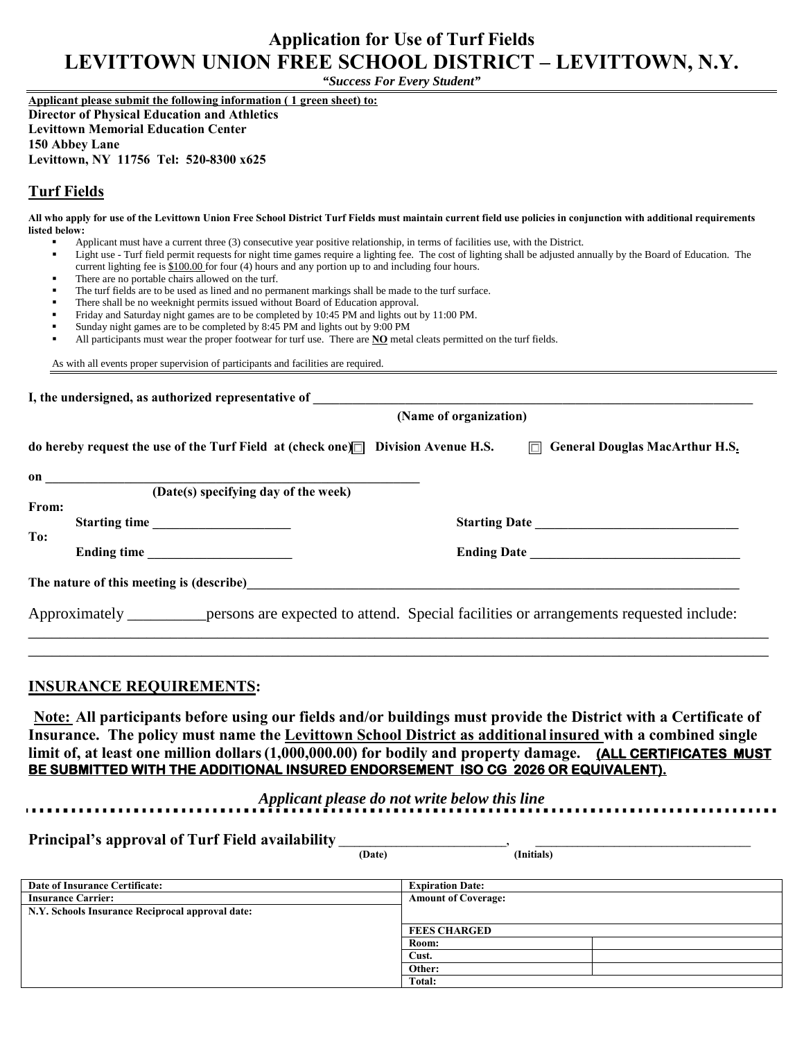# Application for Use of Turf Fields

# LEVITTOWN UNION FREE SCHOOL DISTRICT – LEVITTOWN, N.Y.

***"Success For Every Student"***

**Applicant please submit the following information ( 1 green sheet) to:**
**Director of Physical Education and Athletics**
**Levittown Memorial Education Center**
**150 Abbey Lane**
**Levittown, NY 11756 Tel: 520-8300 x625**

## Turf Fields

**All who apply for use of the Levittown Union Free School District Turf Fields must maintain current field use policies in conjunction with additional requirements listed below:**

- Applicant must have a current three (3) consecutive year positive relationship, in terms of facilities use, with the District.
- Light use - Turf field permit requests for night time games require a lighting fee. The cost of lighting shall be adjusted annually by the Board of Education. The current lighting fee is $100.00 for four (4) hours and any portion up to and including four hours.
- There are no portable chairs allowed on the turf.
- The turf fields are to be used as lined and no permanent markings shall be made to the turf surface.
- There shall be no weeknight permits issued without Board of Education approval.
- Friday and Saturday night games are to be completed by 10:45 PM and lights out by 11:00 PM.
- Sunday night games are to be completed by 8:45 PM and lights out by 9:00 PM
- All participants must wear the proper footwear for turf use. There are **NO** metal cleats permitted on the turf fields.

As with all events proper supervision of participants and facilities are required.

---

**I, the undersigned, as authorized representative of** ______________________________________________
**(Name of organization)**

**do hereby request the use of the Turf Field at (check one)** ☐ **Division Avenue H.S.** ☐ **General Douglas MacArthur H.S.**

**on** ________________________________________
**(Date(s) specifying day of the week)**

**From:**
**Starting time** ____________________ **Starting Date** ______________________________

**To:**
**Ending time** _____________________ **Ending Date** _______________________________

**The nature of this meeting is (describe)**_______________________________________________________________

Approximately __________persons are expected to attend. Special facilities or arrangements requested include:
_____________________________________________________________________________________________
_____________________________________________________________________________________________

## INSURANCE REQUIREMENTS:

**Note: All participants before using our fields and/or buildings must provide the District with a Certificate of Insurance. The policy must name the Levittown School District as additional insured with a combined single limit of, at least one million dollars (1,000,000.00) for bodily and property damage. (ALL CERTIFICATES MUST BE SUBMITTED WITH THE ADDITIONAL INSURED ENDORSEMENT ISO CG 2026 OR EQUIVALENT).**

***Applicant please do not write below this line***

**Principal's approval of Turf Field availability** ______________________, ______________________________
**(Date)** **(Initials)**

| Date of Insurance Certificate: | Expiration Date: | |
|---|---|---|
| Insurance Carrier: | Amount of Coverage: | |
| N.Y. Schools Insurance Reciprocal approval date: | | |
| | FEES CHARGED | |
| | Room: | |
| | Cust. | |
| | Other: | |
| | Total: | |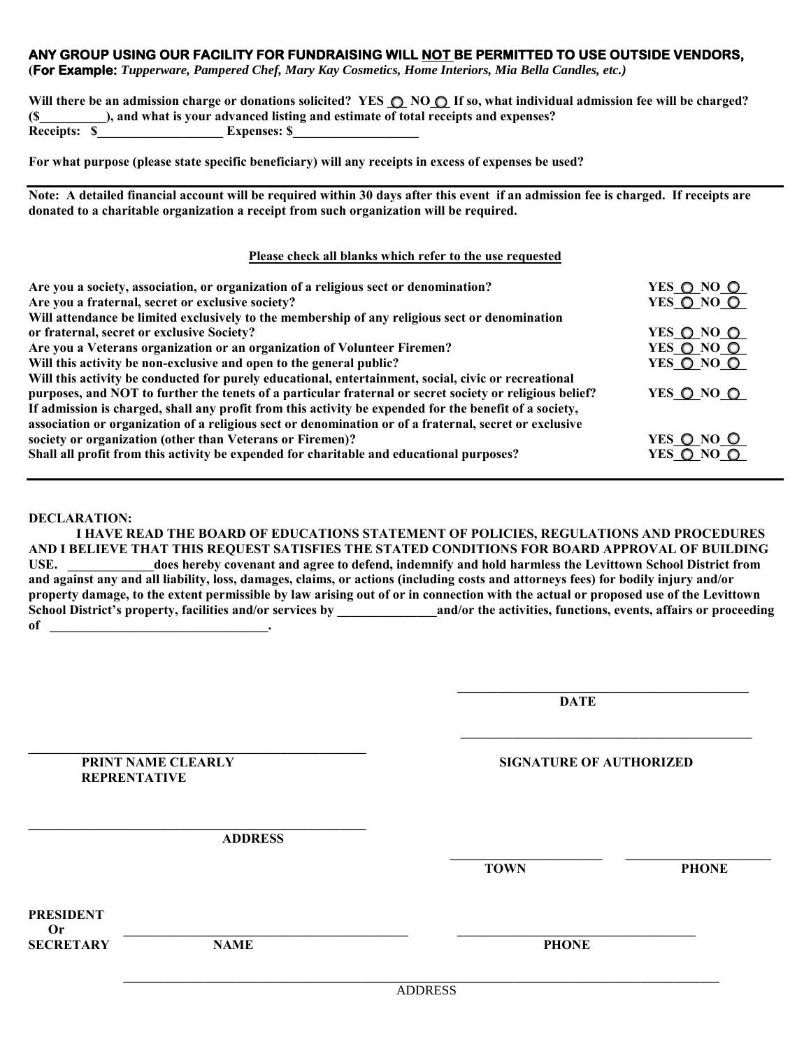**ANY GROUP USING OUR FACILITY FOR FUNDRAISING WILL NOT BE PERMITTED TO USE OUTSIDE VENDORS,**
(**For Example:** ***Tupperware, Pampered Chef, Mary Kay Cosmetics, Home Interiors, Mia Bella Candles, etc.)***

**Will there be an admission charge or donations solicited? YES ○ NO ○ If so, what individual admission fee will be charged? ($__________), and what is your advanced listing and estimate of total receipts and expenses?**
**Receipts: $___________________ Expenses: $___________________**

**For what purpose (please state specific beneficiary) will any receipts in excess of expenses be used?**

---

**Note: A detailed financial account will be required within 30 days after this event if an admission fee is charged. If receipts are donated to a charitable organization a receipt from such organization will be required.**

**Please check all blanks which refer to the use requested**

| | |
|---|---|
| **Are you a society, association, or organization of a religious sect or denomination?** | **YES ○ NO ○** |
| **Are you a fraternal, secret or exclusive society?** | **YES ○ NO ○** |
| **Will attendance be limited exclusively to the membership of any religious sect or denomination or fraternal, secret or exclusive Society?** | **YES ○ NO ○** |
| **Are you a Veterans organization or an organization of Volunteer Firemen?** | **YES ○ NO ○** |
| **Will this activity be non-exclusive and open to the general public?** | **YES ○ NO ○** |
| **Will this activity be conducted for purely educational, entertainment, social, civic or recreational purposes, and NOT to further the tenets of a particular fraternal or secret society or religious belief?** | **YES ○ NO ○** |
| **If admission is charged, shall any profit from this activity be expended for the benefit of a society, association or organization of a religious sect or denomination or of a fraternal, secret or exclusive society or organization (other than Veterans or Firemen)?** | **YES ○ NO ○** |
| **Shall all profit from this activity be expended for charitable and educational purposes?** | **YES ○ NO ○** |

---

**DECLARATION:**

**I HAVE READ THE BOARD OF EDUCATIONS STATEMENT OF POLICIES, REGULATIONS AND PROCEDURES AND I BELIEVE THAT THIS REQUEST SATISFIES THE STATED CONDITIONS FOR BOARD APPROVAL OF BUILDING USE. _____________does hereby covenant and agree to defend, indemnify and hold harmless the Levittown School District from and against any and all liability, loss, damages, claims, or actions (including costs and attorneys fees) for bodily injury and/or property damage, to the extent permissible by law arising out of or in connection with the actual or proposed use of the Levittown School District's property, facilities and/or services by _______________and/or the activities, functions, events, affairs or proceeding of _________________________________.**

_____________________________________________
**DATE**

_____________________________________________
**PRINT NAME CLEARLY REPRENTATIVE**

_____________________________________________
**SIGNATURE OF AUTHORIZED**

_____________________________________________
**ADDRESS**

_______________________ **TOWN** _______________________ **PHONE**

**PRESIDENT Or SECRETARY** _____________________________________________ **NAME** _______________________________________ **PHONE**

_____________________________________________
ADDRESS